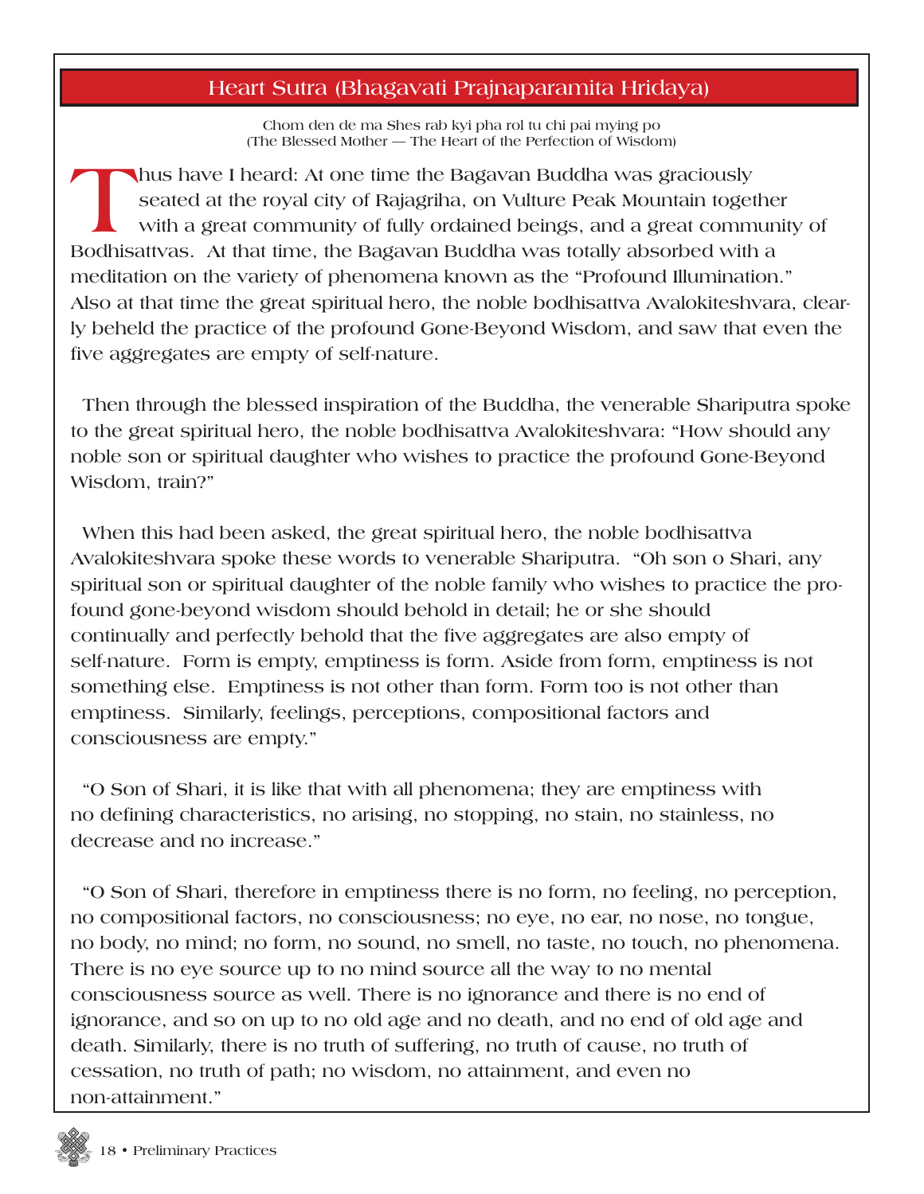# Heart Sutra (Bhagavati Prajnaparamita Hridaya)

Chom den de ma Shes rab kyi pha rol tu chi pai mying po
(The Blessed Mother — The Heart of the Perfection of Wisdom)

Thus have I heard: At one time the Bagavan Buddha was graciously seated at the royal city of Rajagriha, on Vulture Peak Mountain together with a great community of fully ordained beings, and a great community of Bodhisattvas. At that time, the Bagavan Buddha was totally absorbed with a meditation on the variety of phenomena known as the "Profound Illumination." Also at that time the great spiritual hero, the noble bodhisattva Avalokiteshvara, clearly beheld the practice of the profound Gone-Beyond Wisdom, and saw that even the five aggregates are empty of self-nature.

Then through the blessed inspiration of the Buddha, the venerable Shariputra spoke to the great spiritual hero, the noble bodhisattva Avalokiteshvara: "How should any noble son or spiritual daughter who wishes to practice the profound Gone-Beyond Wisdom, train?"

When this had been asked, the great spiritual hero, the noble bodhisattva Avalokiteshvara spoke these words to venerable Shariputra. "Oh son o Shari, any spiritual son or spiritual daughter of the noble family who wishes to practice the profound gone-beyond wisdom should behold in detail; he or she should continually and perfectly behold that the five aggregates are also empty of self-nature. Form is empty, emptiness is form. Aside from form, emptiness is not something else. Emptiness is not other than form. Form too is not other than emptiness. Similarly, feelings, perceptions, compositional factors and consciousness are empty."

"O Son of Shari, it is like that with all phenomena; they are emptiness with no defining characteristics, no arising, no stopping, no stain, no stainless, no decrease and no increase."

"O Son of Shari, therefore in emptiness there is no form, no feeling, no perception, no compositional factors, no consciousness; no eye, no ear, no nose, no tongue, no body, no mind; no form, no sound, no smell, no taste, no touch, no phenomena. There is no eye source up to no mind source all the way to no mental consciousness source as well. There is no ignorance and there is no end of ignorance, and so on up to no old age and no death, and no end of old age and death. Similarly, there is no truth of suffering, no truth of cause, no truth of cessation, no truth of path; no wisdom, no attainment, and even no non-attainment."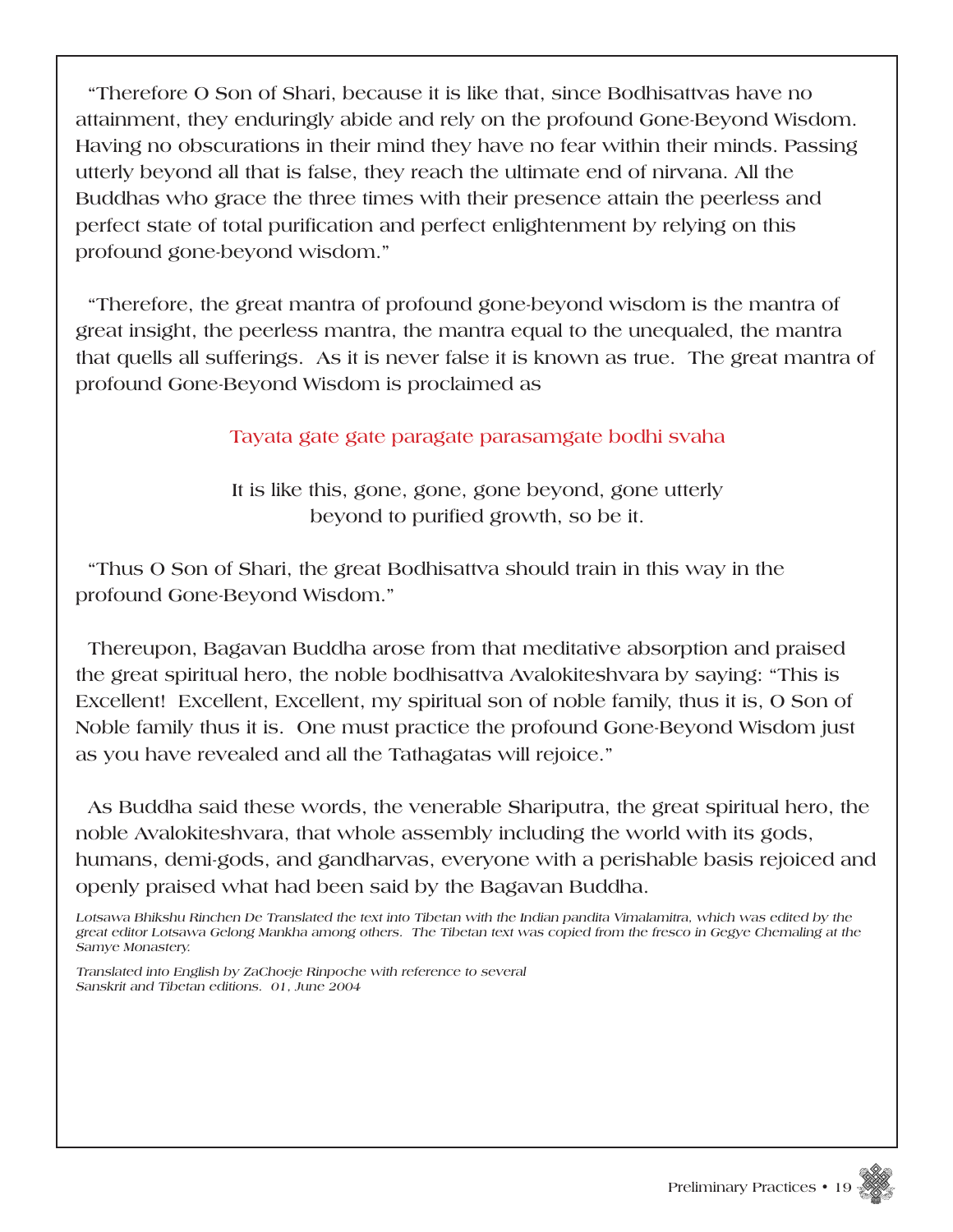"Therefore O Son of Shari, because it is like that, since Bodhisattvas have no attainment, they enduringly abide and rely on the profound Gone-Beyond Wisdom. Having no obscurations in their mind they have no fear within their minds. Passing utterly beyond all that is false, they reach the ultimate end of nirvana. All the Buddhas who grace the three times with their presence attain the peerless and perfect state of total purification and perfect enlightenment by relying on this profound gone-beyond wisdom."

"Therefore, the great mantra of profound gone-beyond wisdom is the mantra of great insight, the peerless mantra, the mantra equal to the unequaled, the mantra that quells all sufferings. As it is never false it is known as true. The great mantra of profound Gone-Beyond Wisdom is proclaimed as

Tayata gate gate paragate parasamgate bodhi svaha

It is like this, gone, gone, gone beyond, gone utterly beyond to purified growth, so be it.

"Thus O Son of Shari, the great Bodhisattva should train in this way in the profound Gone-Beyond Wisdom."

Thereupon, Bagavan Buddha arose from that meditative absorption and praised the great spiritual hero, the noble bodhisattva Avalokiteshvara by saying: "This is Excellent! Excellent, Excellent, my spiritual son of noble family, thus it is, O Son of Noble family thus it is. One must practice the profound Gone-Beyond Wisdom just as you have revealed and all the Tathagatas will rejoice."

As Buddha said these words, the venerable Shariputra, the great spiritual hero, the noble Avalokiteshvara, that whole assembly including the world with its gods, humans, demi-gods, and gandharvas, everyone with a perishable basis rejoiced and openly praised what had been said by the Bagavan Buddha.

*Lotsawa Bhikshu Rinchen De Translated the text into Tibetan with the Indian pandita Vimalamitra, which was edited by the great editor Lotsawa Gelong Mankha among others. The Tibetan text was copied from the fresco in Gegye Chemaling at the Samye Monastery.*

*Translated into English by ZaChoeje Rinpoche with reference to several Sanskrit and Tibetan editions. 01, June 2004*